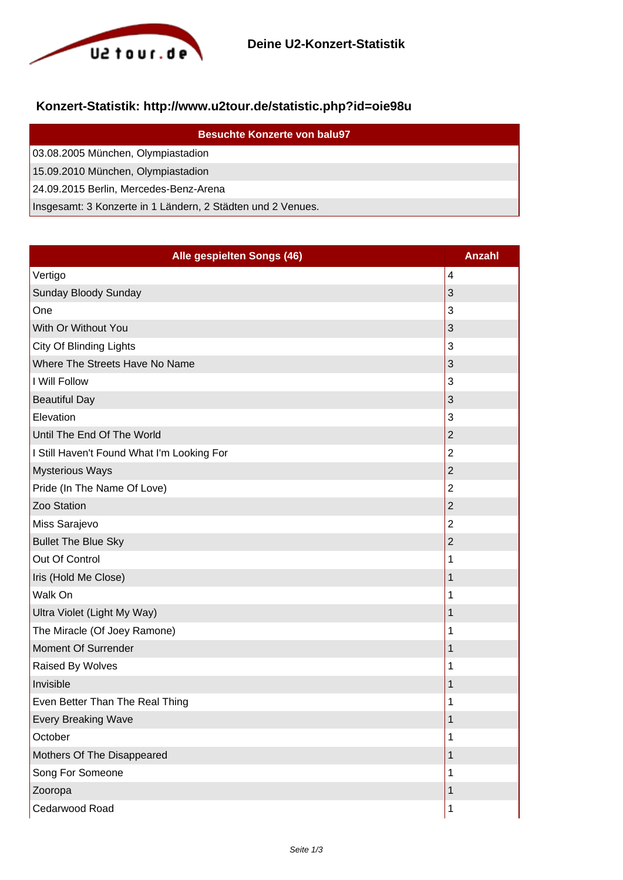Deine U2-Konzert-Statistik

## Konzert-Statistik: http://www.u2tour.de/statistic.php?id=oie98u

| Besuchte Konzerte von balu97 |
|---|
| 03.08.2005 München, Olympiastadion |
| 15.09.2010 München, Olympiastadion |
| 24.09.2015 Berlin, Mercedes-Benz-Arena |
| Insgesamt: 3 Konzerte in 1 Ländern, 2 Städten und 2 Venues. |

| Alle gespielten Songs (46) | Anzahl |
|---|---|
| Vertigo | 4 |
| Sunday Bloody Sunday | 3 |
| One | 3 |
| With Or Without You | 3 |
| City Of Blinding Lights | 3 |
| Where The Streets Have No Name | 3 |
| I Will Follow | 3 |
| Beautiful Day | 3 |
| Elevation | 3 |
| Until The End Of The World | 2 |
| I Still Haven't Found What I'm Looking For | 2 |
| Mysterious Ways | 2 |
| Pride (In The Name Of Love) | 2 |
| Zoo Station | 2 |
| Miss Sarajevo | 2 |
| Bullet The Blue Sky | 2 |
| Out Of Control | 1 |
| Iris (Hold Me Close) | 1 |
| Walk On | 1 |
| Ultra Violet (Light My Way) | 1 |
| The Miracle (Of Joey Ramone) | 1 |
| Moment Of Surrender | 1 |
| Raised By Wolves | 1 |
| Invisible | 1 |
| Even Better Than The Real Thing | 1 |
| Every Breaking Wave | 1 |
| October | 1 |
| Mothers Of The Disappeared | 1 |
| Song For Someone | 1 |
| Zooropa | 1 |
| Cedarwood Road | 1 |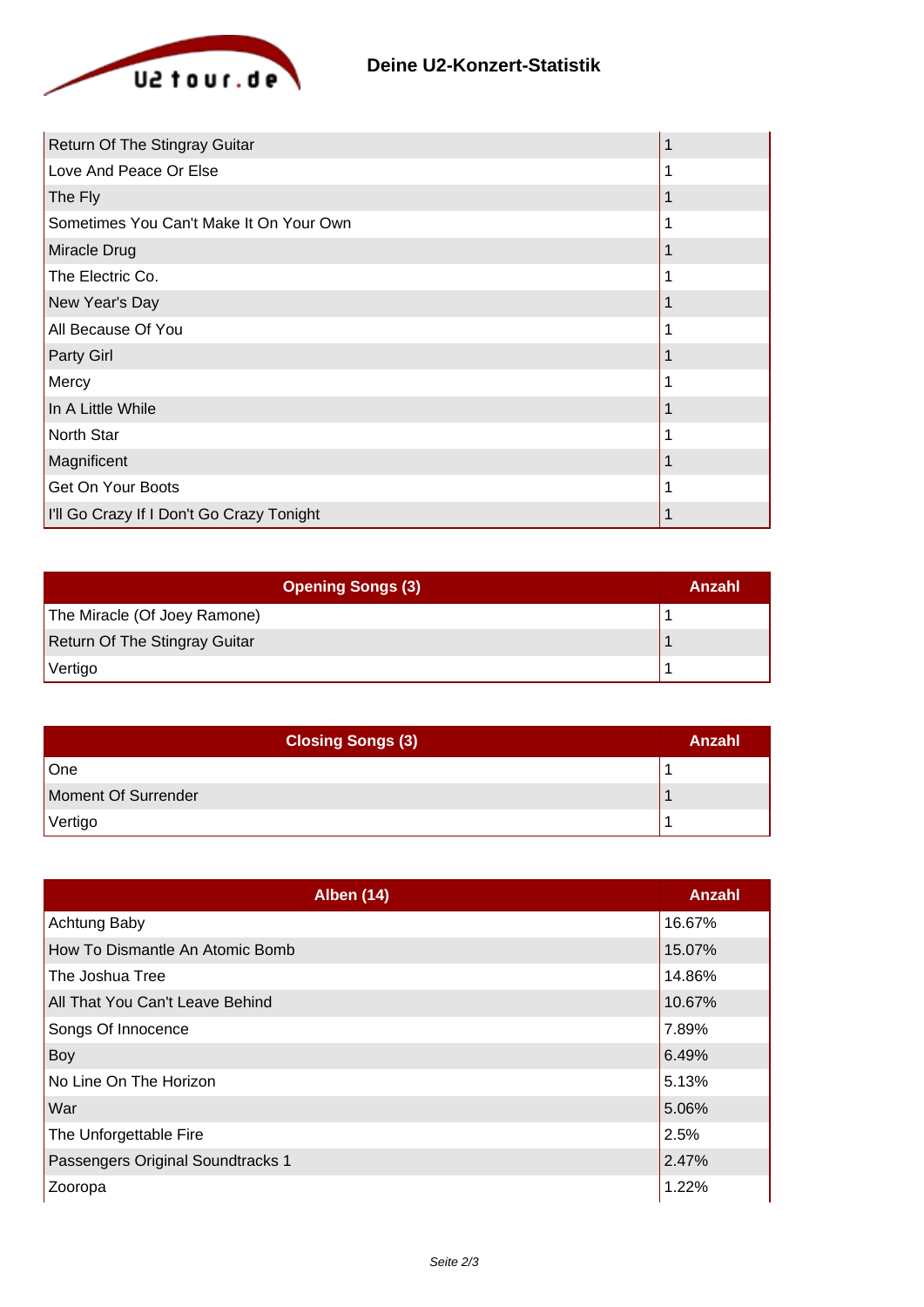## Deine U2-Konzert-Statistik

| | |
|---|---|
| Return Of The Stingray Guitar | 1 |
| Love And Peace Or Else | 1 |
| The Fly | 1 |
| Sometimes You Can't Make It On Your Own | 1 |
| Miracle Drug | 1 |
| The Electric Co. | 1 |
| New Year's Day | 1 |
| All Because Of You | 1 |
| Party Girl | 1 |
| Mercy | 1 |
| In A Little While | 1 |
| North Star | 1 |
| Magnificent | 1 |
| Get On Your Boots | 1 |
| I'll Go Crazy If I Don't Go Crazy Tonight | 1 |

| Opening Songs (3) | Anzahl |
|---|---|
| The Miracle (Of Joey Ramone) | 1 |
| Return Of The Stingray Guitar | 1 |
| Vertigo | 1 |

| Closing Songs (3) | Anzahl |
|---|---|
| One | 1 |
| Moment Of Surrender | 1 |
| Vertigo | 1 |

| Alben (14) | Anzahl |
|---|---|
| Achtung Baby | 16.67% |
| How To Dismantle An Atomic Bomb | 15.07% |
| The Joshua Tree | 14.86% |
| All That You Can't Leave Behind | 10.67% |
| Songs Of Innocence | 7.89% |
| Boy | 6.49% |
| No Line On The Horizon | 5.13% |
| War | 5.06% |
| The Unforgettable Fire | 2.5% |
| Passengers Original Soundtracks 1 | 2.47% |
| Zooropa | 1.22% |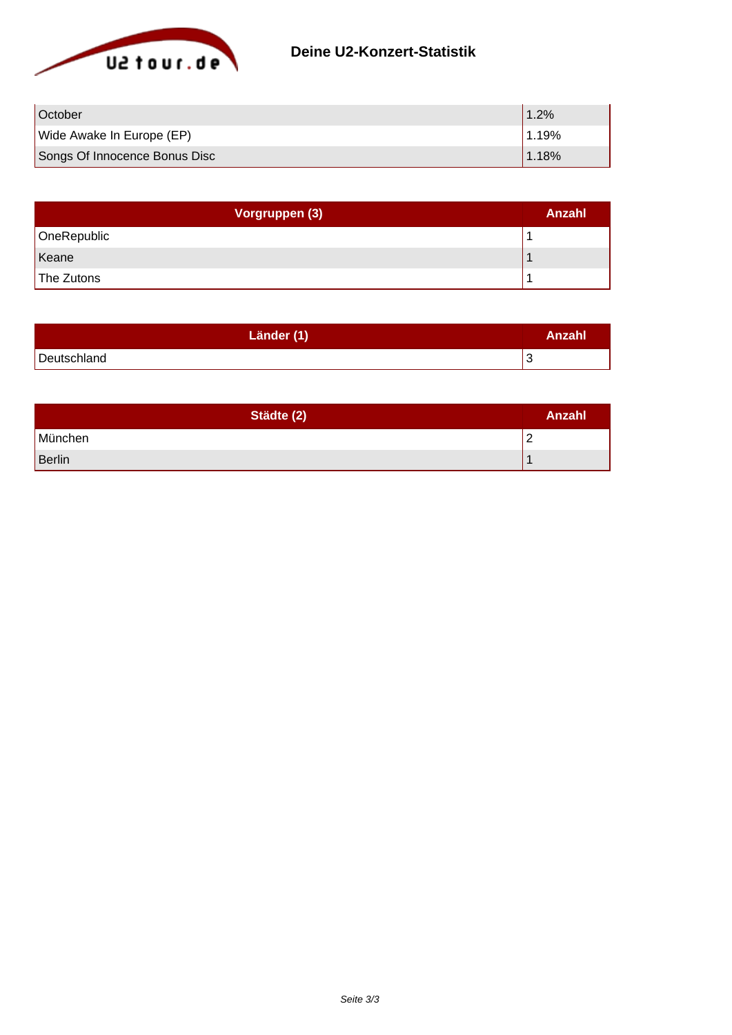| | |
|---|---|
| October | 1.2% |
| Wide Awake In Europe (EP) | 1.19% |
| Songs Of Innocence Bonus Disc | 1.18% |

| Vorgruppen (3) | Anzahl |
|---|---|
| OneRepublic | 1 |
| Keane | 1 |
| The Zutons | 1 |

| Länder (1) | Anzahl |
|---|---|
| Deutschland | 3 |

| Städte (2) | Anzahl |
|---|---|
| München | 2 |
| Berlin | 1 |